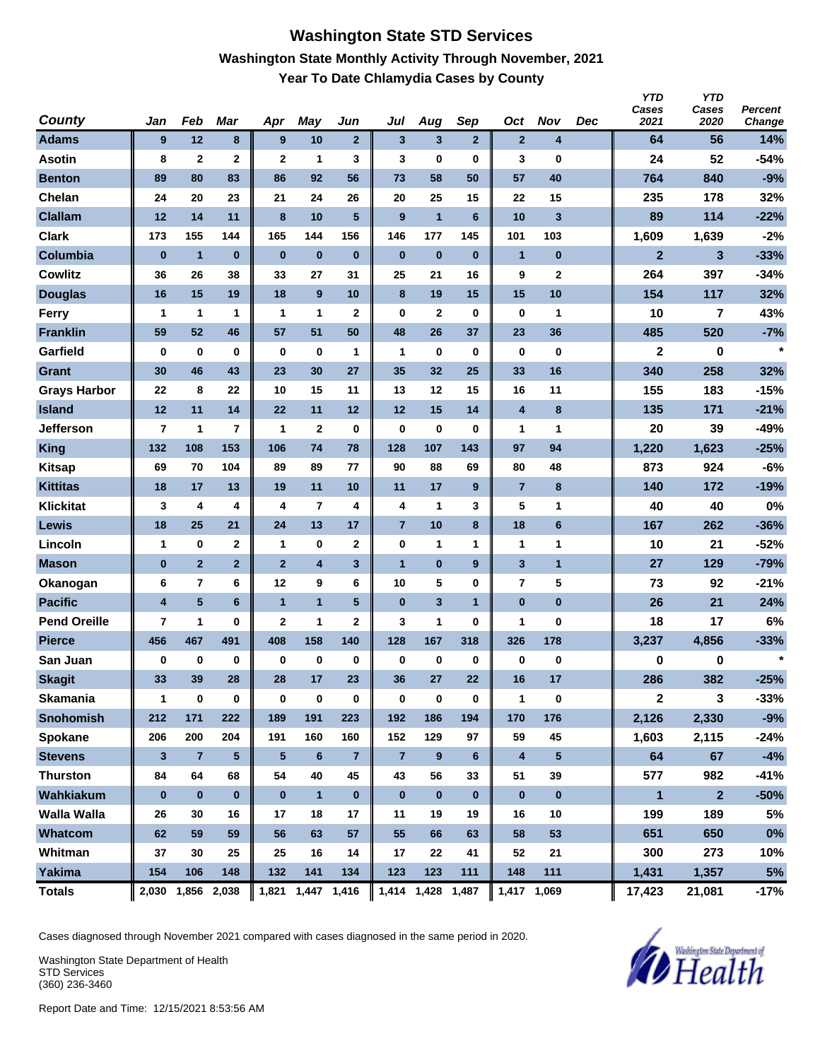# Washington State STD Services

## Washington State Monthly Activity Through November, 2021

### Year To Date Chlamydia Cases by County

| County | Jan | Feb | Mar | Apr | May | Jun | Jul | Aug | Sep | Oct | Nov | Dec | YTD Cases 2021 | YTD Cases 2020 | Percent Change |
|---|---|---|---|---|---|---|---|---|---|---|---|---|---|---|---|
| Adams | 9 | 12 | 8 | 9 | 10 | 2 | 3 | 3 | 2 | 2 | 4 | | 64 | 56 | 14% |
| Asotin | 8 | 2 | 2 | 2 | 1 | 3 | 3 | 0 | 0 | 3 | 0 | | 24 | 52 | -54% |
| Benton | 89 | 80 | 83 | 86 | 92 | 56 | 73 | 58 | 50 | 57 | 40 | | 764 | 840 | -9% |
| Chelan | 24 | 20 | 23 | 21 | 24 | 26 | 20 | 25 | 15 | 22 | 15 | | 235 | 178 | 32% |
| Clallam | 12 | 14 | 11 | 8 | 10 | 5 | 9 | 1 | 6 | 10 | 3 | | 89 | 114 | -22% |
| Clark | 173 | 155 | 144 | 165 | 144 | 156 | 146 | 177 | 145 | 101 | 103 | | 1,609 | 1,639 | -2% |
| Columbia | 0 | 1 | 0 | 0 | 0 | 0 | 0 | 0 | 0 | 1 | 0 | | 2 | 3 | -33% |
| Cowlitz | 36 | 26 | 38 | 33 | 27 | 31 | 25 | 21 | 16 | 9 | 2 | | 264 | 397 | -34% |
| Douglas | 16 | 15 | 19 | 18 | 9 | 10 | 8 | 19 | 15 | 15 | 10 | | 154 | 117 | 32% |
| Ferry | 1 | 1 | 1 | 1 | 1 | 2 | 0 | 2 | 0 | 0 | 1 | | 10 | 7 | 43% |
| Franklin | 59 | 52 | 46 | 57 | 51 | 50 | 48 | 26 | 37 | 23 | 36 | | 485 | 520 | -7% |
| Garfield | 0 | 0 | 0 | 0 | 0 | 1 | 1 | 0 | 0 | 0 | 0 | | 2 | 0 | * |
| Grant | 30 | 46 | 43 | 23 | 30 | 27 | 35 | 32 | 25 | 33 | 16 | | 340 | 258 | 32% |
| Grays Harbor | 22 | 8 | 22 | 10 | 15 | 11 | 13 | 12 | 15 | 16 | 11 | | 155 | 183 | -15% |
| Island | 12 | 11 | 14 | 22 | 11 | 12 | 12 | 15 | 14 | 4 | 8 | | 135 | 171 | -21% |
| Jefferson | 7 | 1 | 7 | 1 | 2 | 0 | 0 | 0 | 0 | 1 | 1 | | 20 | 39 | -49% |
| King | 132 | 108 | 153 | 106 | 74 | 78 | 128 | 107 | 143 | 97 | 94 | | 1,220 | 1,623 | -25% |
| Kitsap | 69 | 70 | 104 | 89 | 89 | 77 | 90 | 88 | 69 | 80 | 48 | | 873 | 924 | -6% |
| Kittitas | 18 | 17 | 13 | 19 | 11 | 10 | 11 | 17 | 9 | 7 | 8 | | 140 | 172 | -19% |
| Klickitat | 3 | 4 | 4 | 4 | 7 | 4 | 4 | 1 | 3 | 5 | 1 | | 40 | 40 | 0% |
| Lewis | 18 | 25 | 21 | 24 | 13 | 17 | 7 | 10 | 8 | 18 | 6 | | 167 | 262 | -36% |
| Lincoln | 1 | 0 | 2 | 1 | 0 | 2 | 0 | 1 | 1 | 1 | 1 | | 10 | 21 | -52% |
| Mason | 0 | 2 | 2 | 2 | 4 | 3 | 1 | 0 | 9 | 3 | 1 | | 27 | 129 | -79% |
| Okanogan | 6 | 7 | 6 | 12 | 9 | 6 | 10 | 5 | 0 | 7 | 5 | | 73 | 92 | -21% |
| Pacific | 4 | 5 | 6 | 1 | 1 | 5 | 0 | 3 | 1 | 0 | 0 | | 26 | 21 | 24% |
| Pend Oreille | 7 | 1 | 0 | 2 | 1 | 2 | 3 | 1 | 0 | 1 | 0 | | 18 | 17 | 6% |
| Pierce | 456 | 467 | 491 | 408 | 158 | 140 | 128 | 167 | 318 | 326 | 178 | | 3,237 | 4,856 | -33% |
| San Juan | 0 | 0 | 0 | 0 | 0 | 0 | 0 | 0 | 0 | 0 | 0 | | 0 | 0 | * |
| Skagit | 33 | 39 | 28 | 28 | 17 | 23 | 36 | 27 | 22 | 16 | 17 | | 286 | 382 | -25% |
| Skamania | 1 | 0 | 0 | 0 | 0 | 0 | 0 | 0 | 0 | 1 | 0 | | 2 | 3 | -33% |
| Snohomish | 212 | 171 | 222 | 189 | 191 | 223 | 192 | 186 | 194 | 170 | 176 | | 2,126 | 2,330 | -9% |
| Spokane | 206 | 200 | 204 | 191 | 160 | 160 | 152 | 129 | 97 | 59 | 45 | | 1,603 | 2,115 | -24% |
| Stevens | 3 | 7 | 5 | 5 | 6 | 7 | 7 | 9 | 6 | 4 | 5 | | 64 | 67 | -4% |
| Thurston | 84 | 64 | 68 | 54 | 40 | 45 | 43 | 56 | 33 | 51 | 39 | | 577 | 982 | -41% |
| Wahkiakum | 0 | 0 | 0 | 0 | 1 | 0 | 0 | 0 | 0 | 0 | 0 | | 1 | 2 | -50% |
| Walla Walla | 26 | 30 | 16 | 17 | 18 | 17 | 11 | 19 | 19 | 16 | 10 | | 199 | 189 | 5% |
| Whatcom | 62 | 59 | 59 | 56 | 63 | 57 | 55 | 66 | 63 | 58 | 53 | | 651 | 650 | 0% |
| Whitman | 37 | 30 | 25 | 25 | 16 | 14 | 17 | 22 | 41 | 52 | 21 | | 300 | 273 | 10% |
| Yakima | 154 | 106 | 148 | 132 | 141 | 134 | 123 | 123 | 111 | 148 | 111 | | 1,431 | 1,357 | 5% |
| Totals | 2,030 | 1,856 | 2,038 | 1,821 | 1,447 | 1,416 | 1,414 | 1,428 | 1,487 | 1,417 | 1,069 | | 17,423 | 21,081 | -17% |

Cases diagnosed through November 2021 compared with cases diagnosed in the same period in 2020.

Washington State Department of Health
STD Services
(360) 236-3460

Report Date and Time: 12/15/2021 8:53:56 AM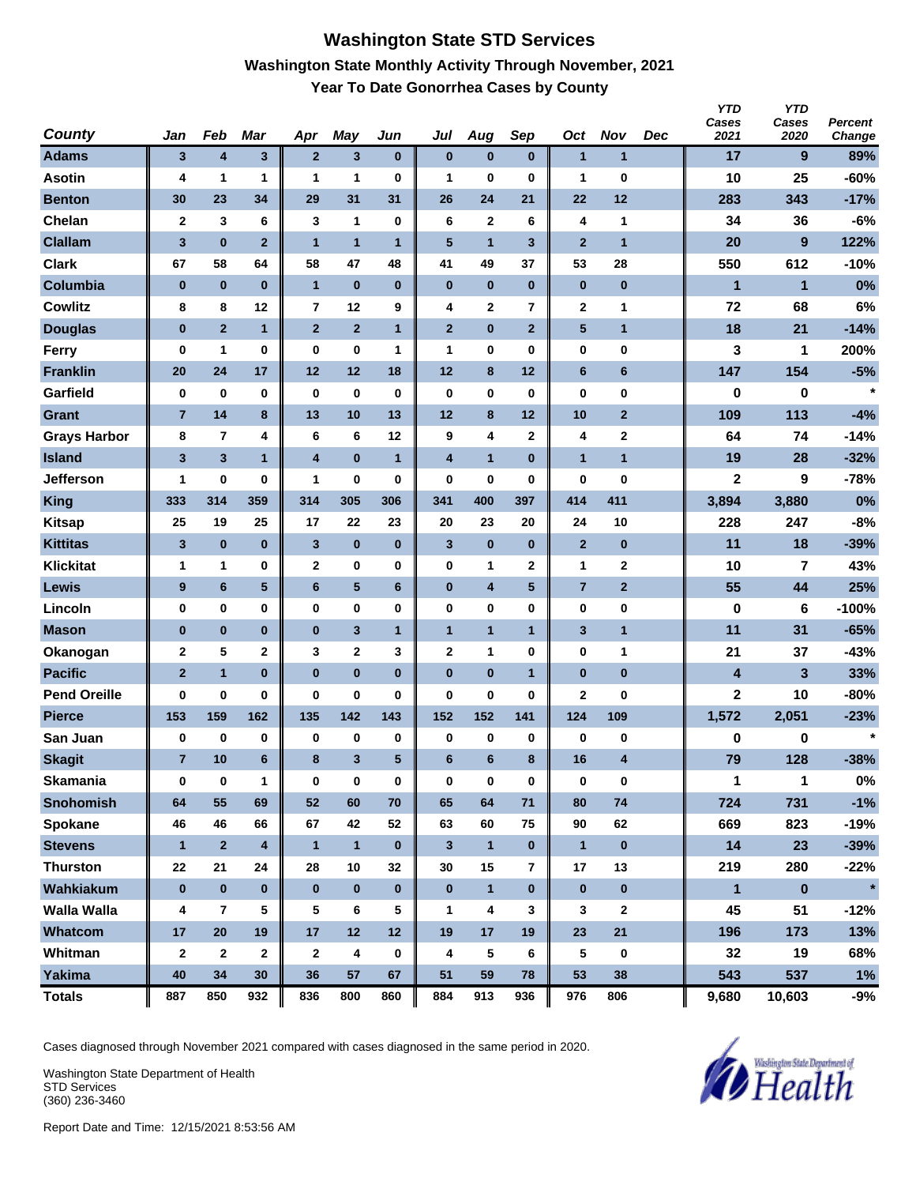# Washington State STD Services

## Washington State Monthly Activity Through November, 2021

### Year To Date Gonorrhea Cases by County

| County | Jan | Feb | Mar | Apr | May | Jun | Jul | Aug | Sep | Oct | Nov | Dec | YTD Cases 2021 | YTD Cases 2020 | Percent Change |
|---|---|---|---|---|---|---|---|---|---|---|---|---|---|---|---|
| Adams | 3 | 4 | 3 | 2 | 3 | 0 | 0 | 0 | 0 | 1 | 1 | | 17 | 9 | 89% |
| Asotin | 4 | 1 | 1 | 1 | 1 | 0 | 1 | 0 | 0 | 1 | 0 | | 10 | 25 | -60% |
| Benton | 30 | 23 | 34 | 29 | 31 | 31 | 26 | 24 | 21 | 22 | 12 | | 283 | 343 | -17% |
| Chelan | 2 | 3 | 6 | 3 | 1 | 0 | 6 | 2 | 6 | 4 | 1 | | 34 | 36 | -6% |
| Clallam | 3 | 0 | 2 | 1 | 1 | 1 | 5 | 1 | 3 | 2 | 1 | | 20 | 9 | 122% |
| Clark | 67 | 58 | 64 | 58 | 47 | 48 | 41 | 49 | 37 | 53 | 28 | | 550 | 612 | -10% |
| Columbia | 0 | 0 | 0 | 1 | 0 | 0 | 0 | 0 | 0 | 0 | 0 | | 1 | 1 | 0% |
| Cowlitz | 8 | 8 | 12 | 7 | 12 | 9 | 4 | 2 | 7 | 2 | 1 | | 72 | 68 | 6% |
| Douglas | 0 | 2 | 1 | 2 | 2 | 1 | 2 | 0 | 2 | 5 | 1 | | 18 | 21 | -14% |
| Ferry | 0 | 1 | 0 | 0 | 0 | 1 | 1 | 0 | 0 | 0 | 0 | | 3 | 1 | 200% |
| Franklin | 20 | 24 | 17 | 12 | 12 | 18 | 12 | 8 | 12 | 6 | 6 | | 147 | 154 | -5% |
| Garfield | 0 | 0 | 0 | 0 | 0 | 0 | 0 | 0 | 0 | 0 | 0 | | 0 | 0 | * |
| Grant | 7 | 14 | 8 | 13 | 10 | 13 | 12 | 8 | 12 | 10 | 2 | | 109 | 113 | -4% |
| Grays Harbor | 8 | 7 | 4 | 6 | 6 | 12 | 9 | 4 | 2 | 4 | 2 | | 64 | 74 | -14% |
| Island | 3 | 3 | 1 | 4 | 0 | 1 | 4 | 1 | 0 | 1 | 1 | | 19 | 28 | -32% |
| Jefferson | 1 | 0 | 0 | 1 | 0 | 0 | 0 | 0 | 0 | 0 | 0 | | 2 | 9 | -78% |
| King | 333 | 314 | 359 | 314 | 305 | 306 | 341 | 400 | 397 | 414 | 411 | | 3,894 | 3,880 | 0% |
| Kitsap | 25 | 19 | 25 | 17 | 22 | 23 | 20 | 23 | 20 | 24 | 10 | | 228 | 247 | -8% |
| Kittitas | 3 | 0 | 0 | 3 | 0 | 0 | 3 | 0 | 0 | 2 | 0 | | 11 | 18 | -39% |
| Klickitat | 1 | 1 | 0 | 2 | 0 | 0 | 0 | 1 | 2 | 1 | 2 | | 10 | 7 | 43% |
| Lewis | 9 | 6 | 5 | 6 | 5 | 6 | 0 | 4 | 5 | 7 | 2 | | 55 | 44 | 25% |
| Lincoln | 0 | 0 | 0 | 0 | 0 | 0 | 0 | 0 | 0 | 0 | 0 | | 0 | 6 | -100% |
| Mason | 0 | 0 | 0 | 0 | 3 | 1 | 1 | 1 | 1 | 3 | 1 | | 11 | 31 | -65% |
| Okanogan | 2 | 5 | 2 | 3 | 2 | 3 | 2 | 1 | 0 | 0 | 1 | | 21 | 37 | -43% |
| Pacific | 2 | 1 | 0 | 0 | 0 | 0 | 0 | 0 | 1 | 0 | 0 | | 4 | 3 | 33% |
| Pend Oreille | 0 | 0 | 0 | 0 | 0 | 0 | 0 | 0 | 0 | 2 | 0 | | 2 | 10 | -80% |
| Pierce | 153 | 159 | 162 | 135 | 142 | 143 | 152 | 152 | 141 | 124 | 109 | | 1,572 | 2,051 | -23% |
| San Juan | 0 | 0 | 0 | 0 | 0 | 0 | 0 | 0 | 0 | 0 | 0 | | 0 | 0 | * |
| Skagit | 7 | 10 | 6 | 8 | 3 | 5 | 6 | 6 | 8 | 16 | 4 | | 79 | 128 | -38% |
| Skamania | 0 | 0 | 1 | 0 | 0 | 0 | 0 | 0 | 0 | 0 | 0 | | 1 | 1 | 0% |
| Snohomish | 64 | 55 | 69 | 52 | 60 | 70 | 65 | 64 | 71 | 80 | 74 | | 724 | 731 | -1% |
| Spokane | 46 | 46 | 66 | 67 | 42 | 52 | 63 | 60 | 75 | 90 | 62 | | 669 | 823 | -19% |
| Stevens | 1 | 2 | 4 | 1 | 1 | 0 | 3 | 1 | 0 | 1 | 0 | | 14 | 23 | -39% |
| Thurston | 22 | 21 | 24 | 28 | 10 | 32 | 30 | 15 | 7 | 17 | 13 | | 219 | 280 | -22% |
| Wahkiakum | 0 | 0 | 0 | 0 | 0 | 0 | 0 | 1 | 0 | 0 | 0 | | 1 | 0 | * |
| Walla Walla | 4 | 7 | 5 | 5 | 6 | 5 | 1 | 4 | 3 | 3 | 2 | | 45 | 51 | -12% |
| Whatcom | 17 | 20 | 19 | 17 | 12 | 12 | 19 | 17 | 19 | 23 | 21 | | 196 | 173 | 13% |
| Whitman | 2 | 2 | 2 | 2 | 4 | 0 | 4 | 5 | 6 | 5 | 0 | | 32 | 19 | 68% |
| Yakima | 40 | 34 | 30 | 36 | 57 | 67 | 51 | 59 | 78 | 53 | 38 | | 543 | 537 | 1% |
| Totals | 887 | 850 | 932 | 836 | 800 | 860 | 884 | 913 | 936 | 976 | 806 | | 9,680 | 10,603 | -9% |

Cases diagnosed through November 2021 compared with cases diagnosed in the same period in 2020.

Washington State Department of Health
STD Services
(360) 236-3460

Report Date and Time: 12/15/2021 8:53:56 AM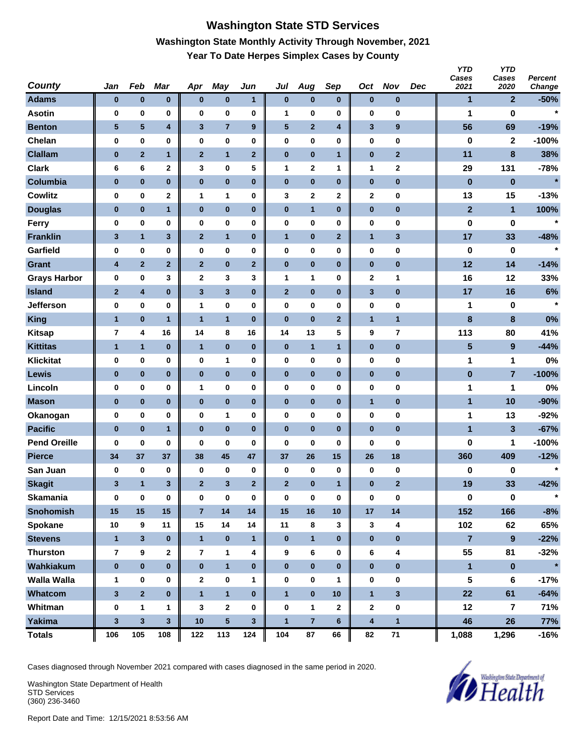# Washington State STD Services

## Washington State Monthly Activity Through November, 2021

### Year To Date Herpes Simplex Cases by County

| County | Jan | Feb | Mar | Apr | May | Jun | Jul | Aug | Sep | Oct | Nov | Dec | YTD Cases 2021 | YTD Cases 2020 | Percent Change |
|---|---|---|---|---|---|---|---|---|---|---|---|---|---|---|---|
| Adams | 0 | 0 | 0 | 0 | 0 | 1 | 0 | 0 | 0 | 0 | 0 | | 1 | 2 | -50% |
| Asotin | 0 | 0 | 0 | 0 | 0 | 0 | 1 | 0 | 0 | 0 | 0 | | 1 | 0 | * |
| Benton | 5 | 5 | 4 | 3 | 7 | 9 | 5 | 2 | 4 | 3 | 9 | | 56 | 69 | -19% |
| Chelan | 0 | 0 | 0 | 0 | 0 | 0 | 0 | 0 | 0 | 0 | 0 | | 0 | 2 | -100% |
| Clallam | 0 | 2 | 1 | 2 | 1 | 2 | 0 | 0 | 1 | 0 | 2 | | 11 | 8 | 38% |
| Clark | 6 | 6 | 2 | 3 | 0 | 5 | 1 | 2 | 1 | 1 | 2 | | 29 | 131 | -78% |
| Columbia | 0 | 0 | 0 | 0 | 0 | 0 | 0 | 0 | 0 | 0 | 0 | | 0 | 0 | * |
| Cowlitz | 0 | 0 | 2 | 1 | 1 | 0 | 3 | 2 | 2 | 2 | 0 | | 13 | 15 | -13% |
| Douglas | 0 | 0 | 1 | 0 | 0 | 0 | 0 | 1 | 0 | 0 | 0 | | 2 | 1 | 100% |
| Ferry | 0 | 0 | 0 | 0 | 0 | 0 | 0 | 0 | 0 | 0 | 0 | | 0 | 0 | * |
| Franklin | 3 | 1 | 3 | 2 | 1 | 0 | 1 | 0 | 2 | 1 | 3 | | 17 | 33 | -48% |
| Garfield | 0 | 0 | 0 | 0 | 0 | 0 | 0 | 0 | 0 | 0 | 0 | | 0 | 0 | * |
| Grant | 4 | 2 | 2 | 2 | 0 | 2 | 0 | 0 | 0 | 0 | 0 | | 12 | 14 | -14% |
| Grays Harbor | 0 | 0 | 3 | 2 | 3 | 3 | 1 | 1 | 0 | 2 | 1 | | 16 | 12 | 33% |
| Island | 2 | 4 | 0 | 3 | 3 | 0 | 2 | 0 | 0 | 3 | 0 | | 17 | 16 | 6% |
| Jefferson | 0 | 0 | 0 | 1 | 0 | 0 | 0 | 0 | 0 | 0 | 0 | | 1 | 0 | * |
| King | 1 | 0 | 1 | 1 | 1 | 0 | 0 | 0 | 2 | 1 | 1 | | 8 | 8 | 0% |
| Kitsap | 7 | 4 | 16 | 14 | 8 | 16 | 14 | 13 | 5 | 9 | 7 | | 113 | 80 | 41% |
| Kittitas | 1 | 1 | 0 | 1 | 0 | 0 | 0 | 1 | 1 | 0 | 0 | | 5 | 9 | -44% |
| Klickitat | 0 | 0 | 0 | 0 | 1 | 0 | 0 | 0 | 0 | 0 | 0 | | 1 | 1 | 0% |
| Lewis | 0 | 0 | 0 | 0 | 0 | 0 | 0 | 0 | 0 | 0 | 0 | | 0 | 7 | -100% |
| Lincoln | 0 | 0 | 0 | 1 | 0 | 0 | 0 | 0 | 0 | 0 | 0 | | 1 | 1 | 0% |
| Mason | 0 | 0 | 0 | 0 | 0 | 0 | 0 | 0 | 0 | 1 | 0 | | 1 | 10 | -90% |
| Okanogan | 0 | 0 | 0 | 0 | 1 | 0 | 0 | 0 | 0 | 0 | 0 | | 1 | 13 | -92% |
| Pacific | 0 | 0 | 1 | 0 | 0 | 0 | 0 | 0 | 0 | 0 | 0 | | 1 | 3 | -67% |
| Pend Oreille | 0 | 0 | 0 | 0 | 0 | 0 | 0 | 0 | 0 | 0 | 0 | | 0 | 1 | -100% |
| Pierce | 34 | 37 | 37 | 38 | 45 | 47 | 37 | 26 | 15 | 26 | 18 | | 360 | 409 | -12% |
| San Juan | 0 | 0 | 0 | 0 | 0 | 0 | 0 | 0 | 0 | 0 | 0 | | 0 | 0 | * |
| Skagit | 3 | 1 | 3 | 2 | 3 | 2 | 2 | 0 | 1 | 0 | 2 | | 19 | 33 | -42% |
| Skamania | 0 | 0 | 0 | 0 | 0 | 0 | 0 | 0 | 0 | 0 | 0 | | 0 | 0 | * |
| Snohomish | 15 | 15 | 15 | 7 | 14 | 14 | 15 | 16 | 10 | 17 | 14 | | 152 | 166 | -8% |
| Spokane | 10 | 9 | 11 | 15 | 14 | 14 | 11 | 8 | 3 | 3 | 4 | | 102 | 62 | 65% |
| Stevens | 1 | 3 | 0 | 1 | 0 | 1 | 0 | 1 | 0 | 0 | 0 | | 7 | 9 | -22% |
| Thurston | 7 | 9 | 2 | 7 | 1 | 4 | 9 | 6 | 0 | 6 | 4 | | 55 | 81 | -32% |
| Wahkiakum | 0 | 0 | 0 | 0 | 1 | 0 | 0 | 0 | 0 | 0 | 0 | | 1 | 0 | * |
| Walla Walla | 1 | 0 | 0 | 2 | 0 | 1 | 0 | 0 | 1 | 0 | 0 | | 5 | 6 | -17% |
| Whatcom | 3 | 2 | 0 | 1 | 1 | 0 | 1 | 0 | 10 | 1 | 3 | | 22 | 61 | -64% |
| Whitman | 0 | 1 | 1 | 3 | 2 | 0 | 0 | 1 | 2 | 2 | 0 | | 12 | 7 | 71% |
| Yakima | 3 | 3 | 3 | 10 | 5 | 3 | 1 | 7 | 6 | 4 | 1 | | 46 | 26 | 77% |
| Totals | 106 | 105 | 108 | 122 | 113 | 124 | 104 | 87 | 66 | 82 | 71 | | 1,088 | 1,296 | -16% |

Cases diagnosed through November 2021 compared with cases diagnosed in the same period in 2020.

Washington State Department of Health
STD Services
(360) 236-3460

Report Date and Time: 12/15/2021 8:53:56 AM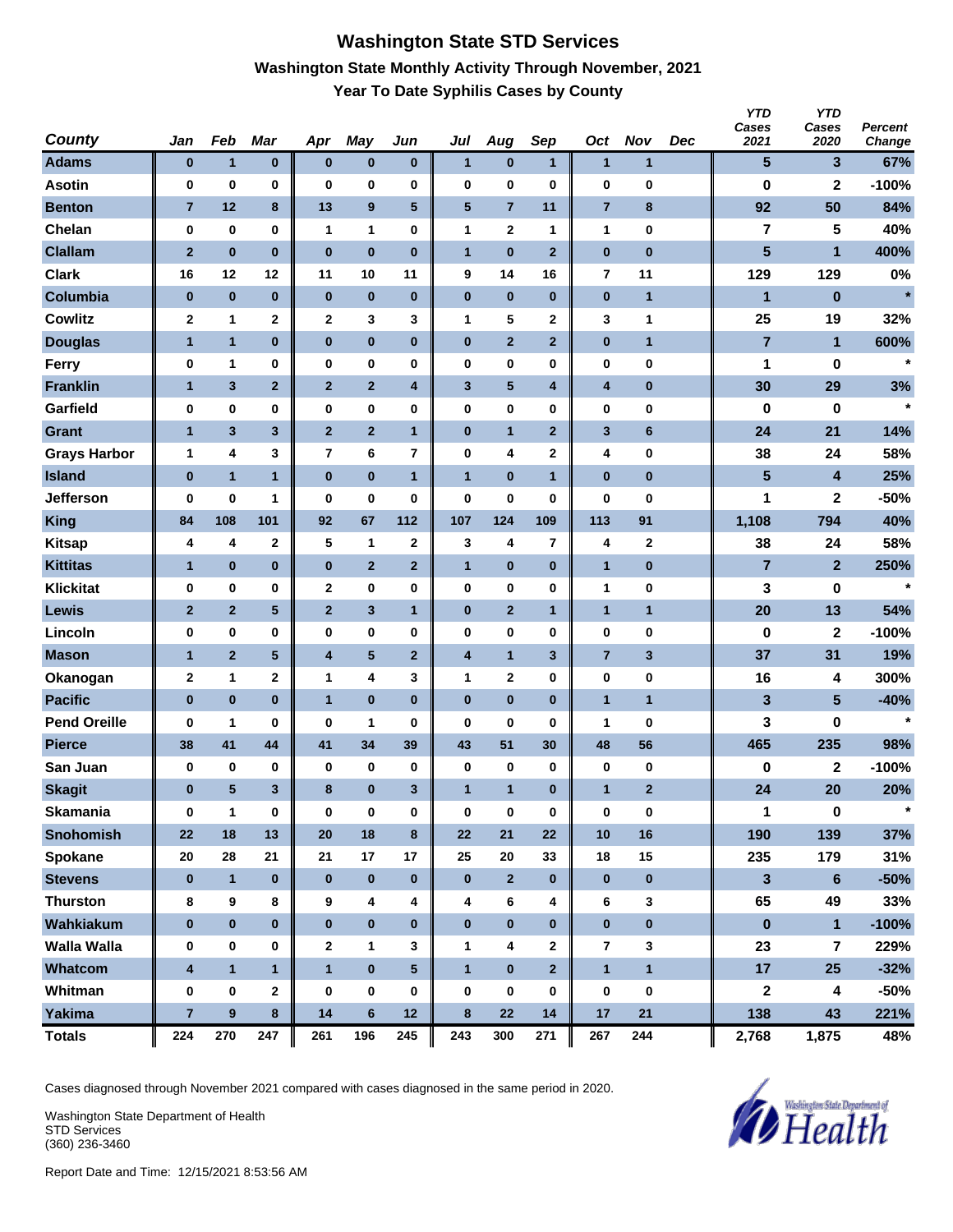# Washington State STD Services

## Washington State Monthly Activity Through November, 2021

### Year To Date Syphilis Cases by County

| County | Jan | Feb | Mar | Apr | May | Jun | Jul | Aug | Sep | Oct | Nov | Dec | YTD Cases 2021 | YTD Cases 2020 | Percent Change |
|---|---|---|---|---|---|---|---|---|---|---|---|---|---|---|---|
| Adams | 0 | 1 | 0 | 0 | 0 | 0 | 1 | 0 | 1 | 1 | 1 | | 5 | 3 | 67% |
| Asotin | 0 | 0 | 0 | 0 | 0 | 0 | 0 | 0 | 0 | 0 | 0 | | 0 | 2 | -100% |
| Benton | 7 | 12 | 8 | 13 | 9 | 5 | 5 | 7 | 11 | 7 | 8 | | 92 | 50 | 84% |
| Chelan | 0 | 0 | 0 | 1 | 1 | 0 | 1 | 2 | 1 | 1 | 0 | | 7 | 5 | 40% |
| Clallam | 2 | 0 | 0 | 0 | 0 | 0 | 1 | 0 | 2 | 0 | 0 | | 5 | 1 | 400% |
| Clark | 16 | 12 | 12 | 11 | 10 | 11 | 9 | 14 | 16 | 7 | 11 | | 129 | 129 | 0% |
| Columbia | 0 | 0 | 0 | 0 | 0 | 0 | 0 | 0 | 0 | 0 | 1 | | 1 | 0 | * |
| Cowlitz | 2 | 1 | 2 | 2 | 3 | 3 | 1 | 5 | 2 | 3 | 1 | | 25 | 19 | 32% |
| Douglas | 1 | 1 | 0 | 0 | 0 | 0 | 0 | 2 | 2 | 0 | 1 | | 7 | 1 | 600% |
| Ferry | 0 | 1 | 0 | 0 | 0 | 0 | 0 | 0 | 0 | 0 | 0 | | 1 | 0 | * |
| Franklin | 1 | 3 | 2 | 2 | 2 | 4 | 3 | 5 | 4 | 4 | 0 | | 30 | 29 | 3% |
| Garfield | 0 | 0 | 0 | 0 | 0 | 0 | 0 | 0 | 0 | 0 | 0 | | 0 | 0 | * |
| Grant | 1 | 3 | 3 | 2 | 2 | 1 | 0 | 1 | 2 | 3 | 6 | | 24 | 21 | 14% |
| Grays Harbor | 1 | 4 | 3 | 7 | 6 | 7 | 0 | 4 | 2 | 4 | 0 | | 38 | 24 | 58% |
| Island | 0 | 1 | 1 | 0 | 0 | 1 | 1 | 0 | 1 | 0 | 0 | | 5 | 4 | 25% |
| Jefferson | 0 | 0 | 1 | 0 | 0 | 0 | 0 | 0 | 0 | 0 | 0 | | 1 | 2 | -50% |
| King | 84 | 108 | 101 | 92 | 67 | 112 | 107 | 124 | 109 | 113 | 91 | | 1,108 | 794 | 40% |
| Kitsap | 4 | 4 | 2 | 5 | 1 | 2 | 3 | 4 | 7 | 4 | 2 | | 38 | 24 | 58% |
| Kittitas | 1 | 0 | 0 | 0 | 2 | 2 | 1 | 0 | 0 | 1 | 0 | | 7 | 2 | 250% |
| Klickitat | 0 | 0 | 0 | 2 | 0 | 0 | 0 | 0 | 0 | 1 | 0 | | 3 | 0 | * |
| Lewis | 2 | 2 | 5 | 2 | 3 | 1 | 0 | 2 | 1 | 1 | 1 | | 20 | 13 | 54% |
| Lincoln | 0 | 0 | 0 | 0 | 0 | 0 | 0 | 0 | 0 | 0 | 0 | | 0 | 2 | -100% |
| Mason | 1 | 2 | 5 | 4 | 5 | 2 | 4 | 1 | 3 | 7 | 3 | | 37 | 31 | 19% |
| Okanogan | 2 | 1 | 2 | 1 | 4 | 3 | 1 | 2 | 0 | 0 | 0 | | 16 | 4 | 300% |
| Pacific | 0 | 0 | 0 | 1 | 0 | 0 | 0 | 0 | 0 | 1 | 1 | | 3 | 5 | -40% |
| Pend Oreille | 0 | 1 | 0 | 0 | 1 | 0 | 0 | 0 | 0 | 1 | 0 | | 3 | 0 | * |
| Pierce | 38 | 41 | 44 | 41 | 34 | 39 | 43 | 51 | 30 | 48 | 56 | | 465 | 235 | 98% |
| San Juan | 0 | 0 | 0 | 0 | 0 | 0 | 0 | 0 | 0 | 0 | 0 | | 0 | 2 | -100% |
| Skagit | 0 | 5 | 3 | 8 | 0 | 3 | 1 | 1 | 0 | 1 | 2 | | 24 | 20 | 20% |
| Skamania | 0 | 1 | 0 | 0 | 0 | 0 | 0 | 0 | 0 | 0 | 0 | | 1 | 0 | * |
| Snohomish | 22 | 18 | 13 | 20 | 18 | 8 | 22 | 21 | 22 | 10 | 16 | | 190 | 139 | 37% |
| Spokane | 20 | 28 | 21 | 21 | 17 | 17 | 25 | 20 | 33 | 18 | 15 | | 235 | 179 | 31% |
| Stevens | 0 | 1 | 0 | 0 | 0 | 0 | 0 | 2 | 0 | 0 | 0 | | 3 | 6 | -50% |
| Thurston | 8 | 9 | 8 | 9 | 4 | 4 | 4 | 6 | 4 | 6 | 3 | | 65 | 49 | 33% |
| Wahkiakum | 0 | 0 | 0 | 0 | 0 | 0 | 0 | 0 | 0 | 0 | 0 | | 0 | 1 | -100% |
| Walla Walla | 0 | 0 | 0 | 2 | 1 | 3 | 1 | 4 | 2 | 7 | 3 | | 23 | 7 | 229% |
| Whatcom | 4 | 1 | 1 | 1 | 0 | 5 | 1 | 0 | 2 | 1 | 1 | | 17 | 25 | -32% |
| Whitman | 0 | 0 | 2 | 0 | 0 | 0 | 0 | 0 | 0 | 0 | 0 | | 2 | 4 | -50% |
| Yakima | 7 | 9 | 8 | 14 | 6 | 12 | 8 | 22 | 14 | 17 | 21 | | 138 | 43 | 221% |
| **Totals** | **224** | **270** | **247** | **261** | **196** | **245** | **243** | **300** | **271** | **267** | **244** | | **2,768** | **1,875** | **48%** |

Cases diagnosed through November 2021 compared with cases diagnosed in the same period in 2020.

Washington State Department of Health
STD Services
(360) 236-3460

Report Date and Time: 12/15/2021 8:53:56 AM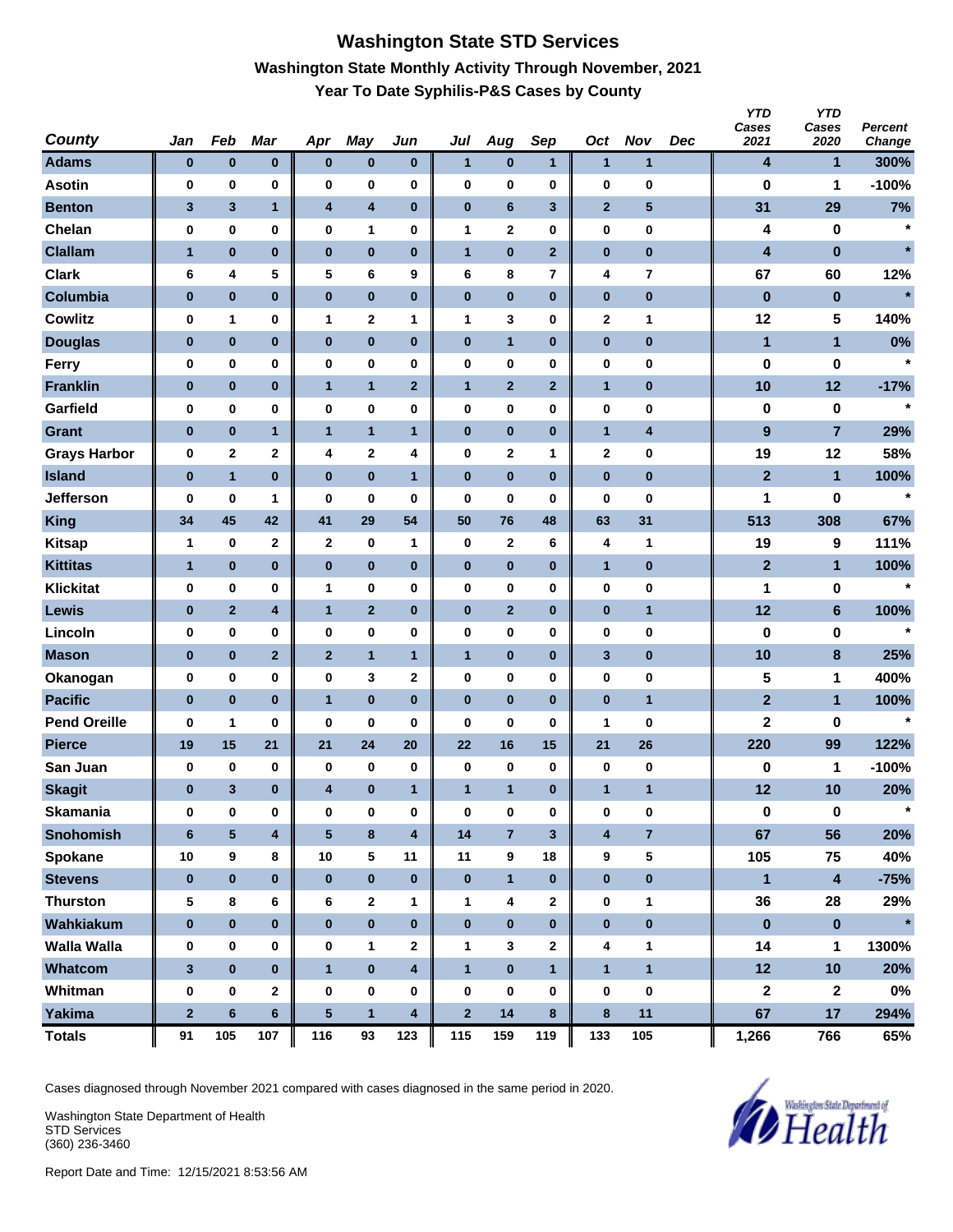# Washington State STD Services

## Washington State Monthly Activity Through November, 2021

### Year To Date Syphilis-P&S Cases by County

| County | Jan | Feb | Mar | Apr | May | Jun | Jul | Aug | Sep | Oct | Nov | Dec | YTD Cases 2021 | YTD Cases 2020 | Percent Change |
|---|---|---|---|---|---|---|---|---|---|---|---|---|---|---|---|
| Adams | 0 | 0 | 0 | 0 | 0 | 0 | 1 | 0 | 1 | 1 | 1 | | 4 | 1 | 300% |
| Asotin | 0 | 0 | 0 | 0 | 0 | 0 | 0 | 0 | 0 | 0 | 0 | | 0 | 1 | -100% |
| Benton | 3 | 3 | 1 | 4 | 4 | 0 | 0 | 6 | 3 | 2 | 5 | | 31 | 29 | 7% |
| Chelan | 0 | 0 | 0 | 0 | 1 | 0 | 1 | 2 | 0 | 0 | 0 | | 4 | 0 | * |
| Clallam | 1 | 0 | 0 | 0 | 0 | 0 | 1 | 0 | 2 | 0 | 0 | | 4 | 0 | * |
| Clark | 6 | 4 | 5 | 5 | 6 | 9 | 6 | 8 | 7 | 4 | 7 | | 67 | 60 | 12% |
| Columbia | 0 | 0 | 0 | 0 | 0 | 0 | 0 | 0 | 0 | 0 | 0 | | 0 | 0 | * |
| Cowlitz | 0 | 1 | 0 | 1 | 2 | 1 | 1 | 3 | 0 | 2 | 1 | | 12 | 5 | 140% |
| Douglas | 0 | 0 | 0 | 0 | 0 | 0 | 0 | 1 | 0 | 0 | 0 | | 1 | 1 | 0% |
| Ferry | 0 | 0 | 0 | 0 | 0 | 0 | 0 | 0 | 0 | 0 | 0 | | 0 | 0 | * |
| Franklin | 0 | 0 | 0 | 1 | 1 | 2 | 1 | 2 | 2 | 1 | 0 | | 10 | 12 | -17% |
| Garfield | 0 | 0 | 0 | 0 | 0 | 0 | 0 | 0 | 0 | 0 | 0 | | 0 | 0 | * |
| Grant | 0 | 0 | 1 | 1 | 1 | 1 | 0 | 0 | 0 | 1 | 4 | | 9 | 7 | 29% |
| Grays Harbor | 0 | 2 | 2 | 4 | 2 | 4 | 0 | 2 | 1 | 2 | 0 | | 19 | 12 | 58% |
| Island | 0 | 1 | 0 | 0 | 0 | 1 | 0 | 0 | 0 | 0 | 0 | | 2 | 1 | 100% |
| Jefferson | 0 | 0 | 1 | 0 | 0 | 0 | 0 | 0 | 0 | 0 | 0 | | 1 | 0 | * |
| King | 34 | 45 | 42 | 41 | 29 | 54 | 50 | 76 | 48 | 63 | 31 | | 513 | 308 | 67% |
| Kitsap | 1 | 0 | 2 | 2 | 0 | 1 | 0 | 2 | 6 | 4 | 1 | | 19 | 9 | 111% |
| Kittitas | 1 | 0 | 0 | 0 | 0 | 0 | 0 | 0 | 0 | 1 | 0 | | 2 | 1 | 100% |
| Klickitat | 0 | 0 | 0 | 1 | 0 | 0 | 0 | 0 | 0 | 0 | 0 | | 1 | 0 | * |
| Lewis | 0 | 2 | 4 | 1 | 2 | 0 | 0 | 2 | 0 | 0 | 1 | | 12 | 6 | 100% |
| Lincoln | 0 | 0 | 0 | 0 | 0 | 0 | 0 | 0 | 0 | 0 | 0 | | 0 | 0 | * |
| Mason | 0 | 0 | 2 | 2 | 1 | 1 | 1 | 0 | 0 | 3 | 0 | | 10 | 8 | 25% |
| Okanogan | 0 | 0 | 0 | 0 | 3 | 2 | 0 | 0 | 0 | 0 | 0 | | 5 | 1 | 400% |
| Pacific | 0 | 0 | 0 | 1 | 0 | 0 | 0 | 0 | 0 | 0 | 1 | | 2 | 1 | 100% |
| Pend Oreille | 0 | 1 | 0 | 0 | 0 | 0 | 0 | 0 | 0 | 1 | 0 | | 2 | 0 | * |
| Pierce | 19 | 15 | 21 | 21 | 24 | 20 | 22 | 16 | 15 | 21 | 26 | | 220 | 99 | 122% |
| San Juan | 0 | 0 | 0 | 0 | 0 | 0 | 0 | 0 | 0 | 0 | 0 | | 0 | 1 | -100% |
| Skagit | 0 | 3 | 0 | 4 | 0 | 1 | 1 | 1 | 0 | 1 | 1 | | 12 | 10 | 20% |
| Skamania | 0 | 0 | 0 | 0 | 0 | 0 | 0 | 0 | 0 | 0 | 0 | | 0 | 0 | * |
| Snohomish | 6 | 5 | 4 | 5 | 8 | 4 | 14 | 7 | 3 | 4 | 7 | | 67 | 56 | 20% |
| Spokane | 10 | 9 | 8 | 10 | 5 | 11 | 11 | 9 | 18 | 9 | 5 | | 105 | 75 | 40% |
| Stevens | 0 | 0 | 0 | 0 | 0 | 0 | 0 | 1 | 0 | 0 | 0 | | 1 | 4 | -75% |
| Thurston | 5 | 8 | 6 | 6 | 2 | 1 | 1 | 4 | 2 | 0 | 1 | | 36 | 28 | 29% |
| Wahkiakum | 0 | 0 | 0 | 0 | 0 | 0 | 0 | 0 | 0 | 0 | 0 | | 0 | 0 | * |
| Walla Walla | 0 | 0 | 0 | 0 | 1 | 2 | 1 | 3 | 2 | 4 | 1 | | 14 | 1 | 1300% |
| Whatcom | 3 | 0 | 0 | 1 | 0 | 4 | 1 | 0 | 1 | 1 | 1 | | 12 | 10 | 20% |
| Whitman | 0 | 0 | 2 | 0 | 0 | 0 | 0 | 0 | 0 | 0 | 0 | | 2 | 2 | 0% |
| Yakima | 2 | 6 | 6 | 5 | 1 | 4 | 2 | 14 | 8 | 8 | 11 | | 67 | 17 | 294% |
| Totals | 91 | 105 | 107 | 116 | 93 | 123 | 115 | 159 | 119 | 133 | 105 | | 1,266 | 766 | 65% |

Cases diagnosed through November 2021 compared with cases diagnosed in the same period in 2020.

Washington State Department of Health
STD Services
(360) 236-3460

Report Date and Time: 12/15/2021 8:53:56 AM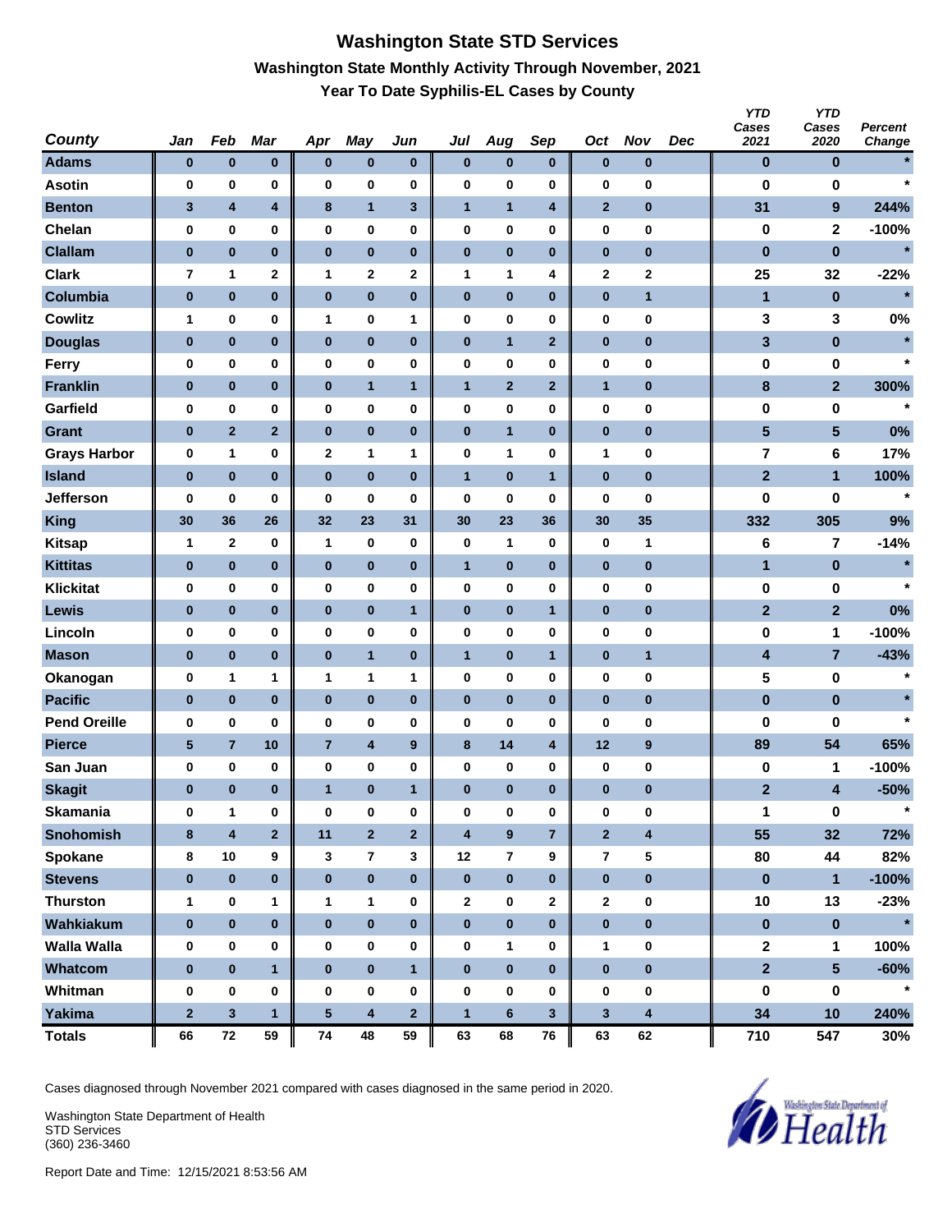# Washington State STD Services

## Washington State Monthly Activity Through November, 2021

### Year To Date Syphilis-EL Cases by County

| County | Jan | Feb | Mar | Apr | May | Jun | Jul | Aug | Sep | Oct | Nov | Dec | YTD Cases 2021 | YTD Cases 2020 | Percent Change |
|---|---|---|---|---|---|---|---|---|---|---|---|---|---|---|---|
| Adams | 0 | 0 | 0 | 0 | 0 | 0 | 0 | 0 | 0 | 0 | 0 | | 0 | 0 | * |
| Asotin | 0 | 0 | 0 | 0 | 0 | 0 | 0 | 0 | 0 | 0 | 0 | | 0 | 0 | * |
| Benton | 3 | 4 | 4 | 8 | 1 | 3 | 1 | 1 | 4 | 2 | 0 | | 31 | 9 | 244% |
| Chelan | 0 | 0 | 0 | 0 | 0 | 0 | 0 | 0 | 0 | 0 | 0 | | 0 | 2 | -100% |
| Clallam | 0 | 0 | 0 | 0 | 0 | 0 | 0 | 0 | 0 | 0 | 0 | | 0 | 0 | * |
| Clark | 7 | 1 | 2 | 1 | 2 | 2 | 1 | 1 | 4 | 2 | 2 | | 25 | 32 | -22% |
| Columbia | 0 | 0 | 0 | 0 | 0 | 0 | 0 | 0 | 0 | 0 | 1 | | 1 | 0 | * |
| Cowlitz | 1 | 0 | 0 | 1 | 0 | 1 | 0 | 0 | 0 | 0 | 0 | | 3 | 3 | 0% |
| Douglas | 0 | 0 | 0 | 0 | 0 | 0 | 0 | 1 | 2 | 0 | 0 | | 3 | 0 | * |
| Ferry | 0 | 0 | 0 | 0 | 0 | 0 | 0 | 0 | 0 | 0 | 0 | | 0 | 0 | * |
| Franklin | 0 | 0 | 0 | 0 | 1 | 1 | 1 | 2 | 2 | 1 | 0 | | 8 | 2 | 300% |
| Garfield | 0 | 0 | 0 | 0 | 0 | 0 | 0 | 0 | 0 | 0 | 0 | | 0 | 0 | * |
| Grant | 0 | 2 | 2 | 0 | 0 | 0 | 0 | 1 | 0 | 0 | 0 | | 5 | 5 | 0% |
| Grays Harbor | 0 | 1 | 0 | 2 | 1 | 1 | 0 | 1 | 0 | 1 | 0 | | 7 | 6 | 17% |
| Island | 0 | 0 | 0 | 0 | 0 | 0 | 1 | 0 | 1 | 0 | 0 | | 2 | 1 | 100% |
| Jefferson | 0 | 0 | 0 | 0 | 0 | 0 | 0 | 0 | 0 | 0 | 0 | | 0 | 0 | * |
| King | 30 | 36 | 26 | 32 | 23 | 31 | 30 | 23 | 36 | 30 | 35 | | 332 | 305 | 9% |
| Kitsap | 1 | 2 | 0 | 1 | 0 | 0 | 0 | 1 | 0 | 0 | 1 | | 6 | 7 | -14% |
| Kittitas | 0 | 0 | 0 | 0 | 0 | 0 | 1 | 0 | 0 | 0 | 0 | | 1 | 0 | * |
| Klickitat | 0 | 0 | 0 | 0 | 0 | 0 | 0 | 0 | 0 | 0 | 0 | | 0 | 0 | * |
| Lewis | 0 | 0 | 0 | 0 | 0 | 1 | 0 | 0 | 1 | 0 | 0 | | 2 | 2 | 0% |
| Lincoln | 0 | 0 | 0 | 0 | 0 | 0 | 0 | 0 | 0 | 0 | 0 | | 0 | 1 | -100% |
| Mason | 0 | 0 | 0 | 0 | 1 | 0 | 1 | 0 | 1 | 0 | 1 | | 4 | 7 | -43% |
| Okanogan | 0 | 1 | 1 | 1 | 1 | 1 | 0 | 0 | 0 | 0 | 0 | | 5 | 0 | * |
| Pacific | 0 | 0 | 0 | 0 | 0 | 0 | 0 | 0 | 0 | 0 | 0 | | 0 | 0 | * |
| Pend Oreille | 0 | 0 | 0 | 0 | 0 | 0 | 0 | 0 | 0 | 0 | 0 | | 0 | 0 | * |
| Pierce | 5 | 7 | 10 | 7 | 4 | 9 | 8 | 14 | 4 | 12 | 9 | | 89 | 54 | 65% |
| San Juan | 0 | 0 | 0 | 0 | 0 | 0 | 0 | 0 | 0 | 0 | 0 | | 0 | 1 | -100% |
| Skagit | 0 | 0 | 0 | 1 | 0 | 1 | 0 | 0 | 0 | 0 | 0 | | 2 | 4 | -50% |
| Skamania | 0 | 1 | 0 | 0 | 0 | 0 | 0 | 0 | 0 | 0 | 0 | | 1 | 0 | * |
| Snohomish | 8 | 4 | 2 | 11 | 2 | 2 | 4 | 9 | 7 | 2 | 4 | | 55 | 32 | 72% |
| Spokane | 8 | 10 | 9 | 3 | 7 | 3 | 12 | 7 | 9 | 7 | 5 | | 80 | 44 | 82% |
| Stevens | 0 | 0 | 0 | 0 | 0 | 0 | 0 | 0 | 0 | 0 | 0 | | 0 | 1 | -100% |
| Thurston | 1 | 0 | 1 | 1 | 1 | 0 | 2 | 0 | 2 | 2 | 0 | | 10 | 13 | -23% |
| Wahkiakum | 0 | 0 | 0 | 0 | 0 | 0 | 0 | 0 | 0 | 0 | 0 | | 0 | 0 | * |
| Walla Walla | 0 | 0 | 0 | 0 | 0 | 0 | 0 | 1 | 0 | 1 | 0 | | 2 | 1 | 100% |
| Whatcom | 0 | 0 | 1 | 0 | 0 | 1 | 0 | 0 | 0 | 0 | 0 | | 2 | 5 | -60% |
| Whitman | 0 | 0 | 0 | 0 | 0 | 0 | 0 | 0 | 0 | 0 | 0 | | 0 | 0 | * |
| Yakima | 2 | 3 | 1 | 5 | 4 | 2 | 1 | 6 | 3 | 3 | 4 | | 34 | 10 | 240% |
| Totals | 66 | 72 | 59 | 74 | 48 | 59 | 63 | 68 | 76 | 63 | 62 | | 710 | 547 | 30% |

Cases diagnosed through November 2021 compared with cases diagnosed in the same period in 2020.

Washington State Department of Health
STD Services
(360) 236-3460

Report Date and Time: 12/15/2021 8:53:56 AM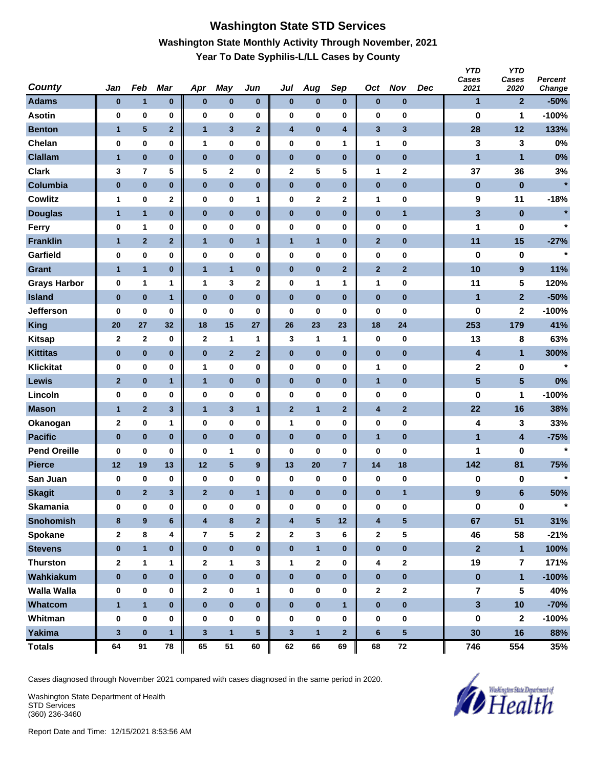# Washington State STD Services

## Washington State Monthly Activity Through November, 2021

### Year To Date Syphilis-L/LL Cases by County

| County | Jan | Feb | Mar | Apr | May | Jun | Jul | Aug | Sep | Oct | Nov | Dec | YTD Cases 2021 | YTD Cases 2020 | Percent Change |
|---|---|---|---|---|---|---|---|---|---|---|---|---|---|---|---|
| Adams | 0 | 1 | 0 | 0 | 0 | 0 | 0 | 0 | 0 | 0 | 0 | | 1 | 2 | -50% |
| Asotin | 0 | 0 | 0 | 0 | 0 | 0 | 0 | 0 | 0 | 0 | 0 | | 0 | 1 | -100% |
| Benton | 1 | 5 | 2 | 1 | 3 | 2 | 4 | 0 | 4 | 3 | 3 | | 28 | 12 | 133% |
| Chelan | 0 | 0 | 0 | 1 | 0 | 0 | 0 | 0 | 1 | 1 | 0 | | 3 | 3 | 0% |
| Clallam | 1 | 0 | 0 | 0 | 0 | 0 | 0 | 0 | 0 | 0 | 0 | | 1 | 1 | 0% |
| Clark | 3 | 7 | 5 | 5 | 2 | 0 | 2 | 5 | 5 | 1 | 2 | | 37 | 36 | 3% |
| Columbia | 0 | 0 | 0 | 0 | 0 | 0 | 0 | 0 | 0 | 0 | 0 | | 0 | 0 | * |
| Cowlitz | 1 | 0 | 2 | 0 | 0 | 1 | 0 | 2 | 2 | 1 | 0 | | 9 | 11 | -18% |
| Douglas | 1 | 1 | 0 | 0 | 0 | 0 | 0 | 0 | 0 | 0 | 1 | | 3 | 0 | * |
| Ferry | 0 | 1 | 0 | 0 | 0 | 0 | 0 | 0 | 0 | 0 | 0 | | 1 | 0 | * |
| Franklin | 1 | 2 | 2 | 1 | 0 | 1 | 1 | 1 | 0 | 2 | 0 | | 11 | 15 | -27% |
| Garfield | 0 | 0 | 0 | 0 | 0 | 0 | 0 | 0 | 0 | 0 | 0 | | 0 | 0 | * |
| Grant | 1 | 1 | 0 | 1 | 1 | 0 | 0 | 0 | 2 | 2 | 2 | | 10 | 9 | 11% |
| Grays Harbor | 0 | 1 | 1 | 1 | 3 | 2 | 0 | 1 | 1 | 1 | 0 | | 11 | 5 | 120% |
| Island | 0 | 0 | 1 | 0 | 0 | 0 | 0 | 0 | 0 | 0 | 0 | | 1 | 2 | -50% |
| Jefferson | 0 | 0 | 0 | 0 | 0 | 0 | 0 | 0 | 0 | 0 | 0 | | 0 | 2 | -100% |
| King | 20 | 27 | 32 | 18 | 15 | 27 | 26 | 23 | 23 | 18 | 24 | | 253 | 179 | 41% |
| Kitsap | 2 | 2 | 0 | 2 | 1 | 1 | 3 | 1 | 1 | 0 | 0 | | 13 | 8 | 63% |
| Kittitas | 0 | 0 | 0 | 0 | 2 | 2 | 0 | 0 | 0 | 0 | 0 | | 4 | 1 | 300% |
| Klickitat | 0 | 0 | 0 | 1 | 0 | 0 | 0 | 0 | 0 | 1 | 0 | | 2 | 0 | * |
| Lewis | 2 | 0 | 1 | 1 | 0 | 0 | 0 | 0 | 0 | 1 | 0 | | 5 | 5 | 0% |
| Lincoln | 0 | 0 | 0 | 0 | 0 | 0 | 0 | 0 | 0 | 0 | 0 | | 0 | 1 | -100% |
| Mason | 1 | 2 | 3 | 1 | 3 | 1 | 2 | 1 | 2 | 4 | 2 | | 22 | 16 | 38% |
| Okanogan | 2 | 0 | 1 | 0 | 0 | 0 | 1 | 0 | 0 | 0 | 0 | | 4 | 3 | 33% |
| Pacific | 0 | 0 | 0 | 0 | 0 | 0 | 0 | 0 | 0 | 1 | 0 | | 1 | 4 | -75% |
| Pend Oreille | 0 | 0 | 0 | 0 | 1 | 0 | 0 | 0 | 0 | 0 | 0 | | 1 | 0 | * |
| Pierce | 12 | 19 | 13 | 12 | 5 | 9 | 13 | 20 | 7 | 14 | 18 | | 142 | 81 | 75% |
| San Juan | 0 | 0 | 0 | 0 | 0 | 0 | 0 | 0 | 0 | 0 | 0 | | 0 | 0 | * |
| Skagit | 0 | 2 | 3 | 2 | 0 | 1 | 0 | 0 | 0 | 0 | 1 | | 9 | 6 | 50% |
| Skamania | 0 | 0 | 0 | 0 | 0 | 0 | 0 | 0 | 0 | 0 | 0 | | 0 | 0 | * |
| Snohomish | 8 | 9 | 6 | 4 | 8 | 2 | 4 | 5 | 12 | 4 | 5 | | 67 | 51 | 31% |
| Spokane | 2 | 8 | 4 | 7 | 5 | 2 | 2 | 3 | 6 | 2 | 5 | | 46 | 58 | -21% |
| Stevens | 0 | 1 | 0 | 0 | 0 | 0 | 0 | 1 | 0 | 0 | 0 | | 2 | 1 | 100% |
| Thurston | 2 | 1 | 1 | 2 | 1 | 3 | 1 | 2 | 0 | 4 | 2 | | 19 | 7 | 171% |
| Wahkiakum | 0 | 0 | 0 | 0 | 0 | 0 | 0 | 0 | 0 | 0 | 0 | | 0 | 1 | -100% |
| Walla Walla | 0 | 0 | 0 | 2 | 0 | 1 | 0 | 0 | 0 | 2 | 2 | | 7 | 5 | 40% |
| Whatcom | 1 | 1 | 0 | 0 | 0 | 0 | 0 | 0 | 1 | 0 | 0 | | 3 | 10 | -70% |
| Whitman | 0 | 0 | 0 | 0 | 0 | 0 | 0 | 0 | 0 | 0 | 0 | | 0 | 2 | -100% |
| Yakima | 3 | 0 | 1 | 3 | 1 | 5 | 3 | 1 | 2 | 6 | 5 | | 30 | 16 | 88% |
| Totals | 64 | 91 | 78 | 65 | 51 | 60 | 62 | 66 | 69 | 68 | 72 | | 746 | 554 | 35% |

Cases diagnosed through November 2021 compared with cases diagnosed in the same period in 2020.

Washington State Department of Health
STD Services
(360) 236-3460

Report Date and Time: 12/15/2021 8:53:56 AM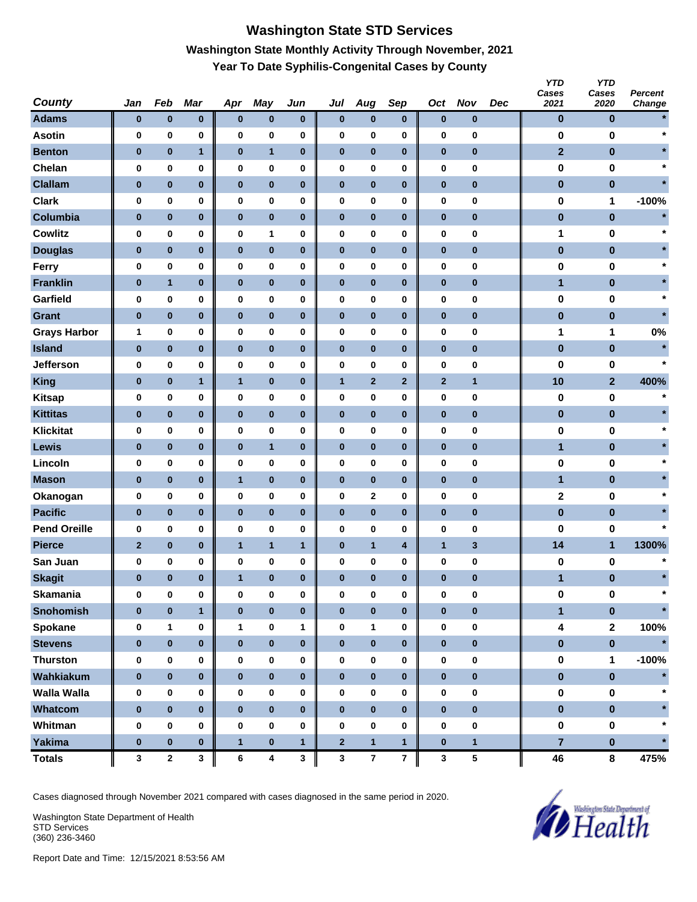# Washington State STD Services

## Washington State Monthly Activity Through November, 2021

### Year To Date Syphilis-Congenital Cases by County

| County | Jan | Feb | Mar | Apr | May | Jun | Jul | Aug | Sep | Oct | Nov | Dec | YTD Cases 2021 | YTD Cases 2020 | Percent Change |
|---|---|---|---|---|---|---|---|---|---|---|---|---|---|---|---|
| Adams | 0 | 0 | 0 | 0 | 0 | 0 | 0 | 0 | 0 | 0 | 0 | | 0 | 0 | * |
| Asotin | 0 | 0 | 0 | 0 | 0 | 0 | 0 | 0 | 0 | 0 | 0 | | 0 | 0 | * |
| Benton | 0 | 0 | 1 | 0 | 1 | 0 | 0 | 0 | 0 | 0 | 0 | | 2 | 0 | * |
| Chelan | 0 | 0 | 0 | 0 | 0 | 0 | 0 | 0 | 0 | 0 | 0 | | 0 | 0 | * |
| Clallam | 0 | 0 | 0 | 0 | 0 | 0 | 0 | 0 | 0 | 0 | 0 | | 0 | 0 | * |
| Clark | 0 | 0 | 0 | 0 | 0 | 0 | 0 | 0 | 0 | 0 | 0 | | 0 | 1 | -100% |
| Columbia | 0 | 0 | 0 | 0 | 0 | 0 | 0 | 0 | 0 | 0 | 0 | | 0 | 0 | * |
| Cowlitz | 0 | 0 | 0 | 0 | 1 | 0 | 0 | 0 | 0 | 0 | 0 | | 1 | 0 | * |
| Douglas | 0 | 0 | 0 | 0 | 0 | 0 | 0 | 0 | 0 | 0 | 0 | | 0 | 0 | * |
| Ferry | 0 | 0 | 0 | 0 | 0 | 0 | 0 | 0 | 0 | 0 | 0 | | 0 | 0 | * |
| Franklin | 0 | 1 | 0 | 0 | 0 | 0 | 0 | 0 | 0 | 0 | 0 | | 1 | 0 | * |
| Garfield | 0 | 0 | 0 | 0 | 0 | 0 | 0 | 0 | 0 | 0 | 0 | | 0 | 0 | * |
| Grant | 0 | 0 | 0 | 0 | 0 | 0 | 0 | 0 | 0 | 0 | 0 | | 0 | 0 | * |
| Grays Harbor | 1 | 0 | 0 | 0 | 0 | 0 | 0 | 0 | 0 | 0 | 0 | | 1 | 1 | 0% |
| Island | 0 | 0 | 0 | 0 | 0 | 0 | 0 | 0 | 0 | 0 | 0 | | 0 | 0 | * |
| Jefferson | 0 | 0 | 0 | 0 | 0 | 0 | 0 | 0 | 0 | 0 | 0 | | 0 | 0 | * |
| King | 0 | 0 | 1 | 1 | 0 | 0 | 1 | 2 | 2 | 2 | 1 | | 10 | 2 | 400% |
| Kitsap | 0 | 0 | 0 | 0 | 0 | 0 | 0 | 0 | 0 | 0 | 0 | | 0 | 0 | * |
| Kittitas | 0 | 0 | 0 | 0 | 0 | 0 | 0 | 0 | 0 | 0 | 0 | | 0 | 0 | * |
| Klickitat | 0 | 0 | 0 | 0 | 0 | 0 | 0 | 0 | 0 | 0 | 0 | | 0 | 0 | * |
| Lewis | 0 | 0 | 0 | 0 | 1 | 0 | 0 | 0 | 0 | 0 | 0 | | 1 | 0 | * |
| Lincoln | 0 | 0 | 0 | 0 | 0 | 0 | 0 | 0 | 0 | 0 | 0 | | 0 | 0 | * |
| Mason | 0 | 0 | 0 | 1 | 0 | 0 | 0 | 0 | 0 | 0 | 0 | | 1 | 0 | * |
| Okanogan | 0 | 0 | 0 | 0 | 0 | 0 | 0 | 2 | 0 | 0 | 0 | | 2 | 0 | * |
| Pacific | 0 | 0 | 0 | 0 | 0 | 0 | 0 | 0 | 0 | 0 | 0 | | 0 | 0 | * |
| Pend Oreille | 0 | 0 | 0 | 0 | 0 | 0 | 0 | 0 | 0 | 0 | 0 | | 0 | 0 | * |
| Pierce | 2 | 0 | 0 | 1 | 1 | 1 | 0 | 1 | 4 | 1 | 3 | | 14 | 1 | 1300% |
| San Juan | 0 | 0 | 0 | 0 | 0 | 0 | 0 | 0 | 0 | 0 | 0 | | 0 | 0 | * |
| Skagit | 0 | 0 | 0 | 1 | 0 | 0 | 0 | 0 | 0 | 0 | 0 | | 1 | 0 | * |
| Skamania | 0 | 0 | 0 | 0 | 0 | 0 | 0 | 0 | 0 | 0 | 0 | | 0 | 0 | * |
| Snohomish | 0 | 0 | 1 | 0 | 0 | 0 | 0 | 0 | 0 | 0 | 0 | | 1 | 0 | * |
| Spokane | 0 | 1 | 0 | 1 | 0 | 1 | 0 | 1 | 0 | 0 | 0 | | 4 | 2 | 100% |
| Stevens | 0 | 0 | 0 | 0 | 0 | 0 | 0 | 0 | 0 | 0 | 0 | | 0 | 0 | * |
| Thurston | 0 | 0 | 0 | 0 | 0 | 0 | 0 | 0 | 0 | 0 | 0 | | 0 | 1 | -100% |
| Wahkiakum | 0 | 0 | 0 | 0 | 0 | 0 | 0 | 0 | 0 | 0 | 0 | | 0 | 0 | * |
| Walla Walla | 0 | 0 | 0 | 0 | 0 | 0 | 0 | 0 | 0 | 0 | 0 | | 0 | 0 | * |
| Whatcom | 0 | 0 | 0 | 0 | 0 | 0 | 0 | 0 | 0 | 0 | 0 | | 0 | 0 | * |
| Whitman | 0 | 0 | 0 | 0 | 0 | 0 | 0 | 0 | 0 | 0 | 0 | | 0 | 0 | * |
| Yakima | 0 | 0 | 0 | 1 | 0 | 1 | 2 | 1 | 1 | 0 | 1 | | 7 | 0 | * |
| Totals | 3 | 2 | 3 | 6 | 4 | 3 | 3 | 7 | 7 | 3 | 5 | | 46 | 8 | 475% |

Cases diagnosed through November 2021 compared with cases diagnosed in the same period in 2020.

Washington State Department of Health
STD Services
(360) 236-3460

Report Date and Time: 12/15/2021 8:53:56 AM